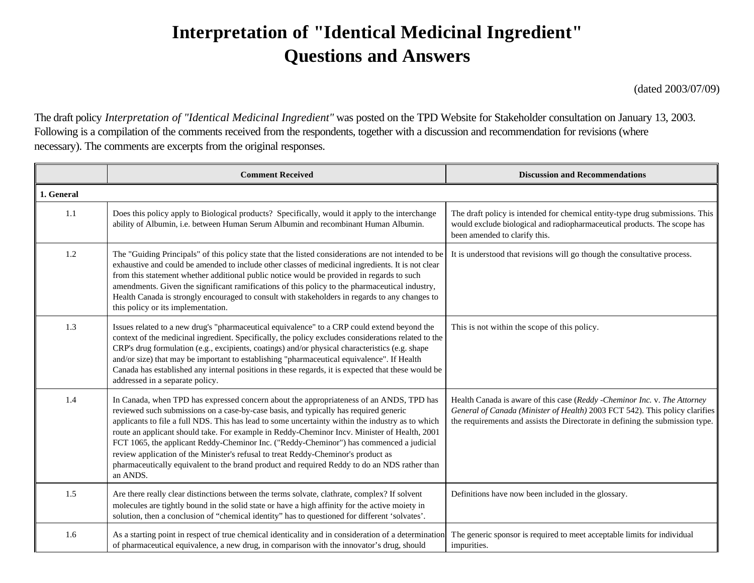# Interpretation of "Identical Medicinal Ingredient" Questions and Answers

(dated 2003/07/09)

The draft policy *Interpretation of "Identical Medicinal Ingredient"* was posted on the TPD Website for Stakeholder consultation on January 13, 2003. Following is a compilation of the comments received from the respondents, together with a discussion and recommendation for revisions (where necessary). The comments are excerpts from the original responses.

| | Comment Received | Discussion and Recommendations |
|---|---|---|
| **1. General** | | |
| 1.1 | Does this policy apply to Biological products? Specifically, would it apply to the interchange ability of Albumin, i.e. between Human Serum Albumin and recombinant Human Albumin. | The draft policy is intended for chemical entity-type drug submissions. This would exclude biological and radiopharmaceutical products. The scope has been amended to clarify this. |
| 1.2 | The "Guiding Principals" of this policy state that the listed considerations are not intended to be exhaustive and could be amended to include other classes of medicinal ingredients. It is not clear from this statement whether additional public notice would be provided in regards to such amendments. Given the significant ramifications of this policy to the pharmaceutical industry, Health Canada is strongly encouraged to consult with stakeholders in regards to any changes to this policy or its implementation. | It is understood that revisions will go though the consultative process. |
| 1.3 | Issues related to a new drug's "pharmaceutical equivalence" to a CRP could extend beyond the context of the medicinal ingredient. Specifically, the policy excludes considerations related to the CRP's drug formulation (e.g., excipients, coatings) and/or physical characteristics (e.g. shape and/or size) that may be important to establishing "pharmaceutical equivalence". If Health Canada has established any internal positions in these regards, it is expected that these would be addressed in a separate policy. | This is not within the scope of this policy. |
| 1.4 | In Canada, when TPD has expressed concern about the appropriateness of an ANDS, TPD has reviewed such submissions on a case-by-case basis, and typically has required generic applicants to file a full NDS. This has lead to some uncertainty within the industry as to which route an applicant should take. For example in Reddy-Cheminor Incv. Minister of Health, 2001 FCT 1065, the applicant Reddy-Cheminor Inc. ("Reddy-Cheminor") has commenced a judicial review application of the Minister's refusal to treat Reddy-Cheminor's product as pharmaceutically equivalent to the brand product and required Reddy to do an NDS rather than an ANDS. | Health Canada is aware of this case (*Reddy -Cheminor Inc.* v. *The Attorney General of Canada (Minister of Health)* 2003 FCT 542). This policy clarifies the requirements and assists the Directorate in defining the submission type. |
| 1.5 | Are there really clear distinctions between the terms solvate, clathrate, complex? If solvent molecules are tightly bound in the solid state or have a high affinity for the active moiety in solution, then a conclusion of "chemical identity" has to questioned for different 'solvates'. | Definitions have now been included in the glossary. |
| 1.6 | As a starting point in respect of true chemical identicality and in consideration of a determination of pharmaceutical equivalence, a new drug, in comparison with the innovator's drug, should | The generic sponsor is required to meet acceptable limits for individual impurities. |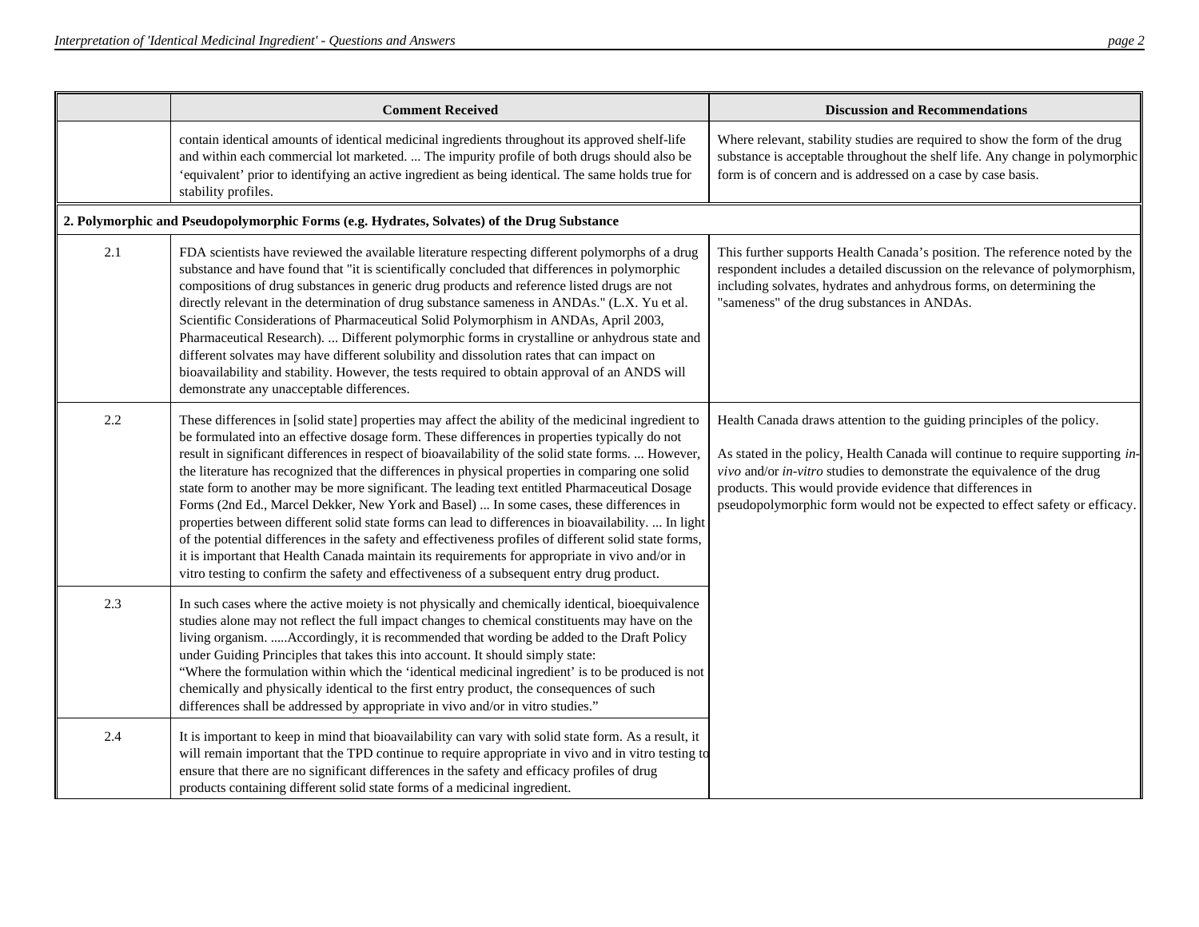| | Comment Received | Discussion and Recommendations |
|---|---|---|
| | contain identical amounts of identical medicinal ingredients throughout its approved shelf-life and within each commercial lot marketed. ... The impurity profile of both drugs should also be 'equivalent' prior to identifying an active ingredient as being identical. The same holds true for stability profiles. | Where relevant, stability studies are required to show the form of the drug substance is acceptable throughout the shelf life. Any change in polymorphic form is of concern and is addressed on a case by case basis. |
| **2. Polymorphic and Pseudopolymorphic Forms (e.g. Hydrates, Solvates) of the Drug Substance** | | |
| 2.1 | FDA scientists have reviewed the available literature respecting different polymorphs of a drug substance and have found that "it is scientifically concluded that differences in polymorphic compositions of drug substances in generic drug products and reference listed drugs are not directly relevant in the determination of drug substance sameness in ANDAs." (L.X. Yu et al. Scientific Considerations of Pharmaceutical Solid Polymorphism in ANDAs, April 2003, Pharmaceutical Research). ... Different polymorphic forms in crystalline or anhydrous state and different solvates may have different solubility and dissolution rates that can impact on bioavailability and stability. However, the tests required to obtain approval of an ANDS will demonstrate any unacceptable differences. | This further supports Health Canada's position. The reference noted by the respondent includes a detailed discussion on the relevance of polymorphism, including solvates, hydrates and anhydrous forms, on determining the "sameness" of the drug substances in ANDAs. |
| 2.2 | These differences in [solid state] properties may affect the ability of the medicinal ingredient to be formulated into an effective dosage form. These differences in properties typically do not result in significant differences in respect of bioavailability of the solid state forms. ... However, the literature has recognized that the differences in physical properties in comparing one solid state form to another may be more significant. The leading text entitled Pharmaceutical Dosage Forms (2nd Ed., Marcel Dekker, New York and Basel) ... In some cases, these differences in properties between different solid state forms can lead to differences in bioavailability. ... In light of the potential differences in the safety and effectiveness profiles of different solid state forms, it is important that Health Canada maintain its requirements for appropriate in vivo and/or in vitro testing to confirm the safety and effectiveness of a subsequent entry drug product. | Health Canada draws attention to the guiding principles of the policy.<br><br>As stated in the policy, Health Canada will continue to require supporting *in-vivo* and/or *in-vitro* studies to demonstrate the equivalence of the drug products. This would provide evidence that differences in pseudopolymorphic form would not be expected to effect safety or efficacy. |
| 2.3 | In such cases where the active moiety is not physically and chemically identical, bioequivalence studies alone may not reflect the full impact changes to chemical constituents may have on the living organism. .....Accordingly, it is recommended that wording be added to the Draft Policy under Guiding Principles that takes this into account. It should simply state:<br>"Where the formulation within which the 'identical medicinal ingredient' is to be produced is not chemically and physically identical to the first entry product, the consequences of such differences shall be addressed by appropriate in vivo and/or in vitro studies." | |
| 2.4 | It is important to keep in mind that bioavailability can vary with solid state form. As a result, it will remain important that the TPD continue to require appropriate in vivo and in vitro testing to ensure that there are no significant differences in the safety and efficacy profiles of drug products containing different solid state forms of a medicinal ingredient. | |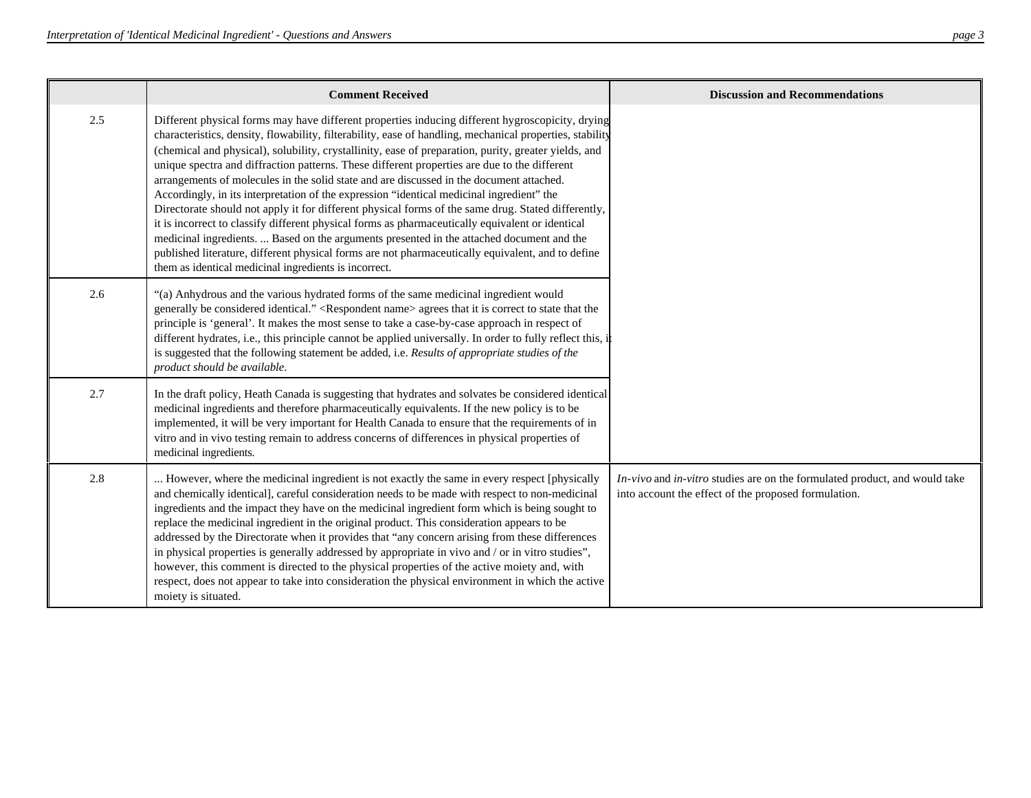| | Comment Received | Discussion and Recommendations |
|---|---|---|
| 2.5 | Different physical forms may have different properties inducing different hygroscopicity, drying characteristics, density, flowability, filterability, ease of handling, mechanical properties, stability (chemical and physical), solubility, crystallinity, ease of preparation, purity, greater yields, and unique spectra and diffraction patterns. These different properties are due to the different arrangements of molecules in the solid state and are discussed in the document attached. Accordingly, in its interpretation of the expression "identical medicinal ingredient" the Directorate should not apply it for different physical forms of the same drug. Stated differently, it is incorrect to classify different physical forms as pharmaceutically equivalent or identical medicinal ingredients. ... Based on the arguments presented in the attached document and the published literature, different physical forms are not pharmaceutically equivalent, and to define them as identical medicinal ingredients is incorrect. | |
| 2.6 | "(a) Anhydrous and the various hydrated forms of the same medicinal ingredient would generally be considered identical." <Respondent name> agrees that it is correct to state that the principle is 'general'. It makes the most sense to take a case-by-case approach in respect of different hydrates, i.e., this principle cannot be applied universally. In order to fully reflect this, it is suggested that the following statement be added, i.e. *Results of appropriate studies of the product should be available*. | |
| 2.7 | In the draft policy, Heath Canada is suggesting that hydrates and solvates be considered identical medicinal ingredients and therefore pharmaceutically equivalents. If the new policy is to be implemented, it will be very important for Health Canada to ensure that the requirements of in vitro and in vivo testing remain to address concerns of differences in physical properties of medicinal ingredients. | |
| 2.8 | ... However, where the medicinal ingredient is not exactly the same in every respect [physically and chemically identical], careful consideration needs to be made with respect to non-medicinal ingredients and the impact they have on the medicinal ingredient form which is being sought to replace the medicinal ingredient in the original product. This consideration appears to be addressed by the Directorate when it provides that "any concern arising from these differences in physical properties is generally addressed by appropriate in vivo and / or in vitro studies", however, this comment is directed to the physical properties of the active moiety and, with respect, does not appear to take into consideration the physical environment in which the active moiety is situated. | *In-vivo* and *in-vitro* studies are on the formulated product, and would take into account the effect of the proposed formulation. |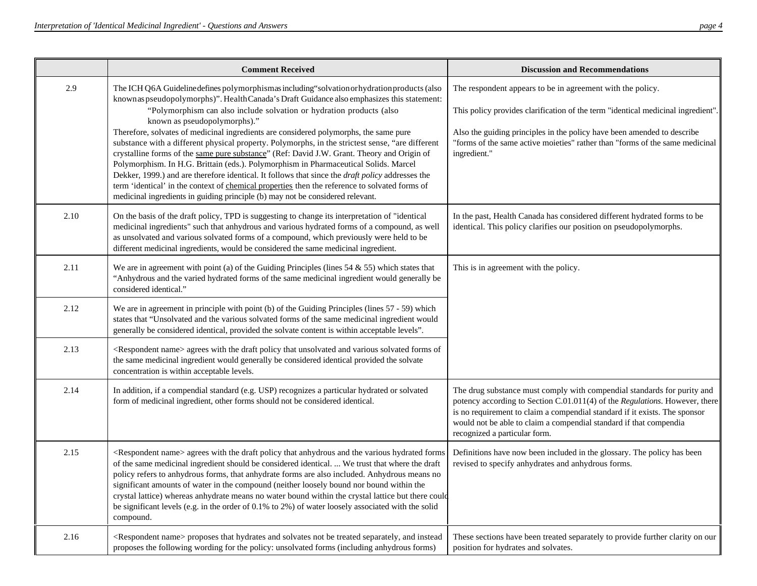| | Comment Received | Discussion and Recommendations |
|---|---|---|
| 2.9 | The ICH Q6A Guideline defines polymorphism as including "solvation or hydration products (also known as pseudopolymorphs)". Health Canada's Draft Guidance also emphasizes this statement: "Polymorphism can also include solvation or hydration products (also known as pseudopolymorphs)." Therefore, solvates of medicinal ingredients are considered polymorphs, the same pure substance with a different physical property. Polymorphs, in the strictest sense, "are different crystalline forms of the same pure substance" (Ref: David J.W. Grant. Theory and Origin of Polymorphism. In H.G. Brittain (eds.). Polymorphism in Pharmaceutical Solids. Marcel Dekker, 1999.) and are therefore identical. It follows that since the *draft policy* addresses the term 'identical' in the context of chemical properties then the reference to solvated forms of medicinal ingredients in guiding principle (b) may not be considered relevant. | The respondent appears to be in agreement with the policy.<br><br>This policy provides clarification of the term "identical medicinal ingredient".<br><br>Also the guiding principles in the policy have been amended to describe "forms of the same active moieties" rather than "forms of the same medicinal ingredient." |
| 2.10 | On the basis of the draft policy, TPD is suggesting to change its interpretation of "identical medicinal ingredients" such that anhydrous and various hydrated forms of a compound, as well as unsolvated and various solvated forms of a compound, which previously were held to be different medicinal ingredients, would be considered the same medicinal ingredient. | In the past, Health Canada has considered different hydrated forms to be identical. This policy clarifies our position on pseudopolymorphs. |
| 2.11 | We are in agreement with point (a) of the Guiding Principles (lines 54 & 55) which states that "Anhydrous and the varied hydrated forms of the same medicinal ingredient would generally be considered identical." | This is in agreement with the policy. |
| 2.12 | We are in agreement in principle with point (b) of the Guiding Principles (lines 57 - 59) which states that "Unsolvated and the various solvated forms of the same medicinal ingredient would generally be considered identical, provided the solvate content is within acceptable levels". | |
| 2.13 | <Respondent name> agrees with the draft policy that unsolvated and various solvated forms of the same medicinal ingredient would generally be considered identical provided the solvate concentration is within acceptable levels. | |
| 2.14 | In addition, if a compendial standard (e.g. USP) recognizes a particular hydrated or solvated form of medicinal ingredient, other forms should not be considered identical. | The drug substance must comply with compendial standards for purity and potency according to Section C.01.011(4) of the *Regulations*. However, there is no requirement to claim a compendial standard if it exists. The sponsor would not be able to claim a compendial standard if that compendia recognized a particular form. |
| 2.15 | <Respondent name> agrees with the draft policy that anhydrous and the various hydrated forms of the same medicinal ingredient should be considered identical. ... We trust that where the draft policy refers to anhydrous forms, that anhydrate forms are also included. Anhydrous means no significant amounts of water in the compound (neither loosely bound nor bound within the crystal lattice) whereas anhydrate means no water bound within the crystal lattice but there could be significant levels (e.g. in the order of 0.1% to 2%) of water loosely associated with the solid compound. | Definitions have now been included in the glossary. The policy has been revised to specify anhydrates and anhydrous forms. |
| 2.16 | <Respondent name> proposes that hydrates and solvates not be treated separately, and instead proposes the following wording for the policy: unsolvated forms (including anhydrous forms) | These sections have been treated separately to provide further clarity on our position for hydrates and solvates. |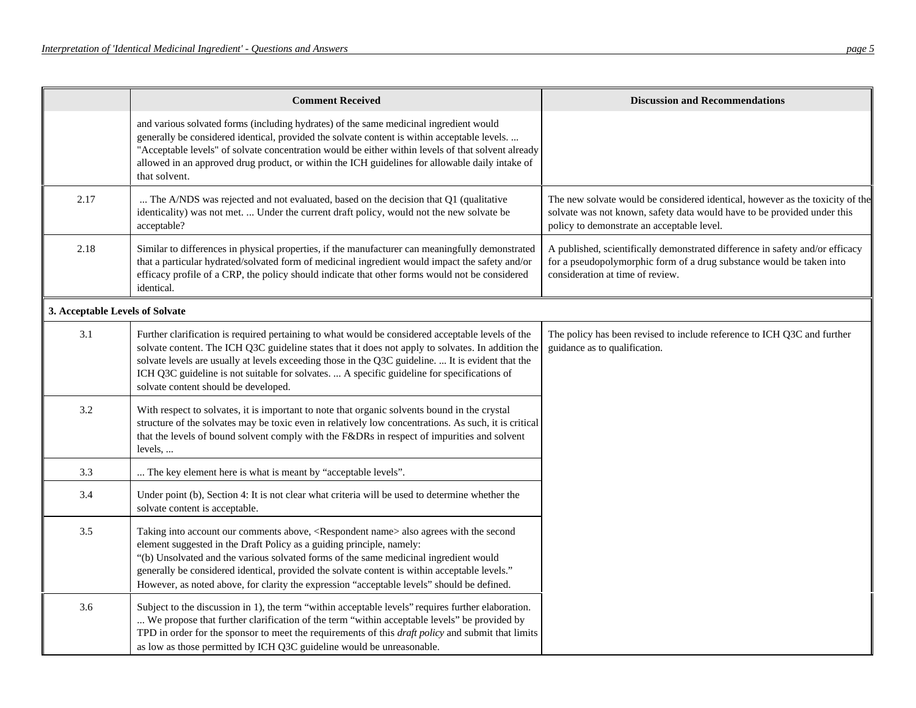| | Comment Received | Discussion and Recommendations |
|---|---|---|
| | and various solvated forms (including hydrates) of the same medicinal ingredient would generally be considered identical, provided the solvate content is within acceptable levels. ... "Acceptable levels" of solvate concentration would be either within levels of that solvent already allowed in an approved drug product, or within the ICH guidelines for allowable daily intake of that solvent. | |
| 2.17 | ... The A/NDS was rejected and not evaluated, based on the decision that Q1 (qualitative identicality) was not met. ... Under the current draft policy, would not the new solvate be acceptable? | The new solvate would be considered identical, however as the toxicity of the solvate was not known, safety data would have to be provided under this policy to demonstrate an acceptable level. |
| 2.18 | Similar to differences in physical properties, if the manufacturer can meaningfully demonstrated that a particular hydrated/solvated form of medicinal ingredient would impact the safety and/or efficacy profile of a CRP, the policy should indicate that other forms would not be considered identical. | A published, scientifically demonstrated difference in safety and/or efficacy for a pseudopolymorphic form of a drug substance would be taken into consideration at time of review. |
| **3. Acceptable Levels of Solvate** | | |
| 3.1 | Further clarification is required pertaining to what would be considered acceptable levels of the solvate content. The ICH Q3C guideline states that it does not apply to solvates. In addition the solvate levels are usually at levels exceeding those in the Q3C guideline. ... It is evident that the ICH Q3C guideline is not suitable for solvates. ... A specific guideline for specifications of solvate content should be developed. | The policy has been revised to include reference to ICH Q3C and further guidance as to qualification. |
| 3.2 | With respect to solvates, it is important to note that organic solvents bound in the crystal structure of the solvates may be toxic even in relatively low concentrations. As such, it is critical that the levels of bound solvent comply with the F&DRs in respect of impurities and solvent levels, ... | |
| 3.3 | ... The key element here is what is meant by "acceptable levels". | |
| 3.4 | Under point (b), Section 4: It is not clear what criteria will be used to determine whether the solvate content is acceptable. | |
| 3.5 | Taking into account our comments above, <Respondent name> also agrees with the second element suggested in the Draft Policy as a guiding principle, namely: "(b) Unsolvated and the various solvated forms of the same medicinal ingredient would generally be considered identical, provided the solvate content is within acceptable levels." However, as noted above, for clarity the expression "acceptable levels" should be defined. | |
| 3.6 | Subject to the discussion in 1), the term "within acceptable levels" requires further elaboration. ... We propose that further clarification of the term "within acceptable levels" be provided by TPD in order for the sponsor to meet the requirements of this *draft policy* and submit that limits as low as those permitted by ICH Q3C guideline would be unreasonable. | |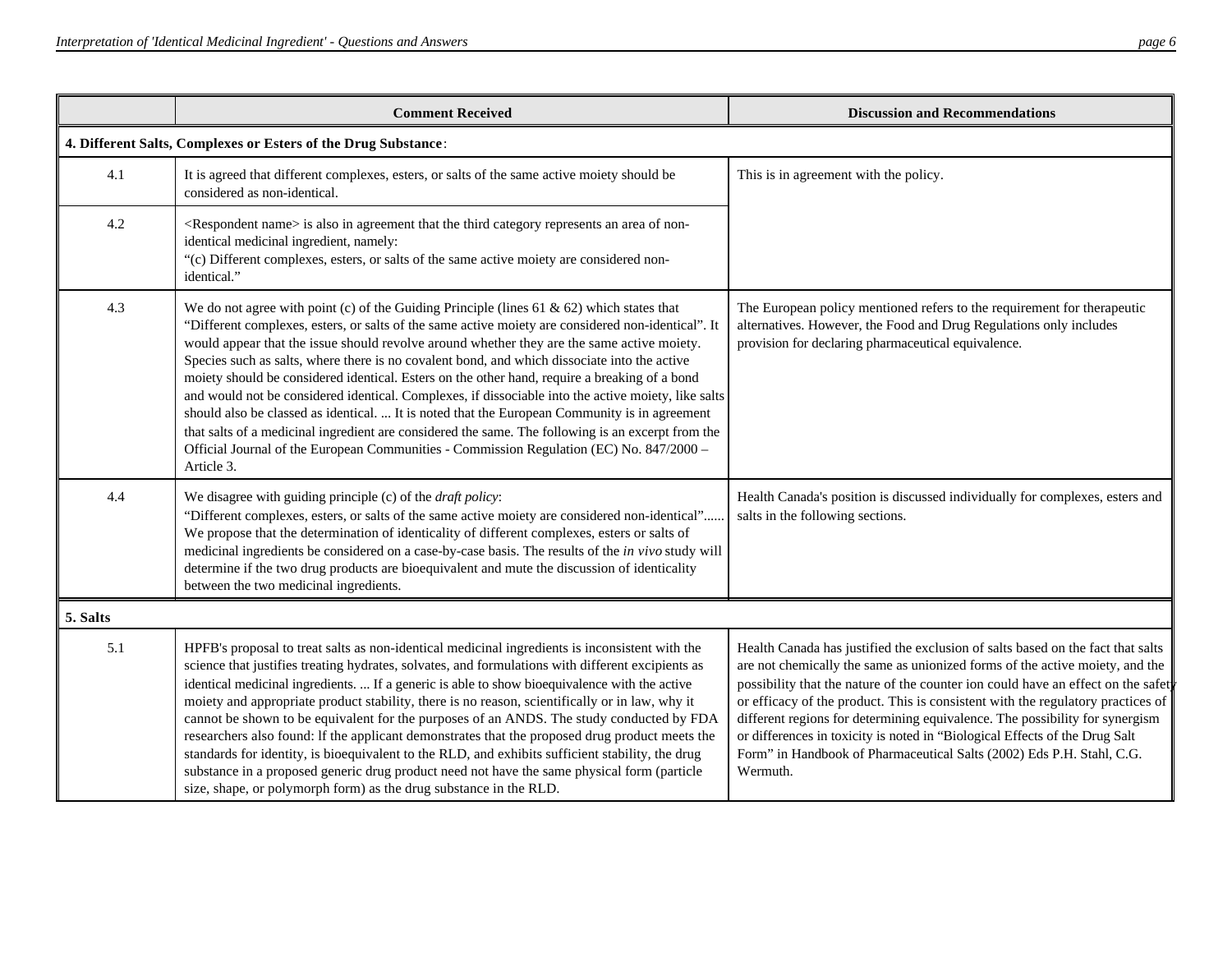| | Comment Received | Discussion and Recommendations |
|---|---|---|
| **4. Different Salts, Complexes or Esters of the Drug Substance**: | | |
| 4.1 | It is agreed that different complexes, esters, or salts of the same active moiety should be considered as non-identical. | This is in agreement with the policy. |
| 4.2 | <Respondent name> is also in agreement that the third category represents an area of non-identical medicinal ingredient, namely: "(c) Different complexes, esters, or salts of the same active moiety are considered non-identical." | |
| 4.3 | We do not agree with point (c) of the Guiding Principle (lines 61 & 62) which states that "Different complexes, esters, or salts of the same active moiety are considered non-identical". It would appear that the issue should revolve around whether they are the same active moiety. Species such as salts, where there is no covalent bond, and which dissociate into the active moiety should be considered identical. Esters on the other hand, require a breaking of a bond and would not be considered identical. Complexes, if dissociable into the active moiety, like salts should also be classed as identical. ... It is noted that the European Community is in agreement that salts of a medicinal ingredient are considered the same. The following is an excerpt from the Official Journal of the European Communities - Commission Regulation (EC) No. 847/2000 – Article 3. | The European policy mentioned refers to the requirement for therapeutic alternatives. However, the Food and Drug Regulations only includes provision for declaring pharmaceutical equivalence. |
| 4.4 | We disagree with guiding principle (c) of the *draft policy*: "Different complexes, esters, or salts of the same active moiety are considered non-identical"...... We propose that the determination of identicality of different complexes, esters or salts of medicinal ingredients be considered on a case-by-case basis. The results of the *in vivo* study will determine if the two drug products are bioequivalent and mute the discussion of identicality between the two medicinal ingredients. | Health Canada's position is discussed individually for complexes, esters and salts in the following sections. |
| **5. Salts** | | |
| 5.1 | HPFB's proposal to treat salts as non-identical medicinal ingredients is inconsistent with the science that justifies treating hydrates, solvates, and formulations with different excipients as identical medicinal ingredients. ... If a generic is able to show bioequivalence with the active moiety and appropriate product stability, there is no reason, scientifically or in law, why it cannot be shown to be equivalent for the purposes of an ANDS. The study conducted by FDA researchers also found: lf the applicant demonstrates that the proposed drug product meets the standards for identity, is bioequivalent to the RLD, and exhibits sufficient stability, the drug substance in a proposed generic drug product need not have the same physical form (particle size, shape, or polymorph form) as the drug substance in the RLD. | Health Canada has justified the exclusion of salts based on the fact that salts are not chemically the same as unionized forms of the active moiety, and the possibility that the nature of the counter ion could have an effect on the safety or efficacy of the product. This is consistent with the regulatory practices of different regions for determining equivalence. The possibility for synergism or differences in toxicity is noted in "Biological Effects of the Drug Salt Form" in Handbook of Pharmaceutical Salts (2002) Eds P.H. Stahl, C.G. Wermuth. |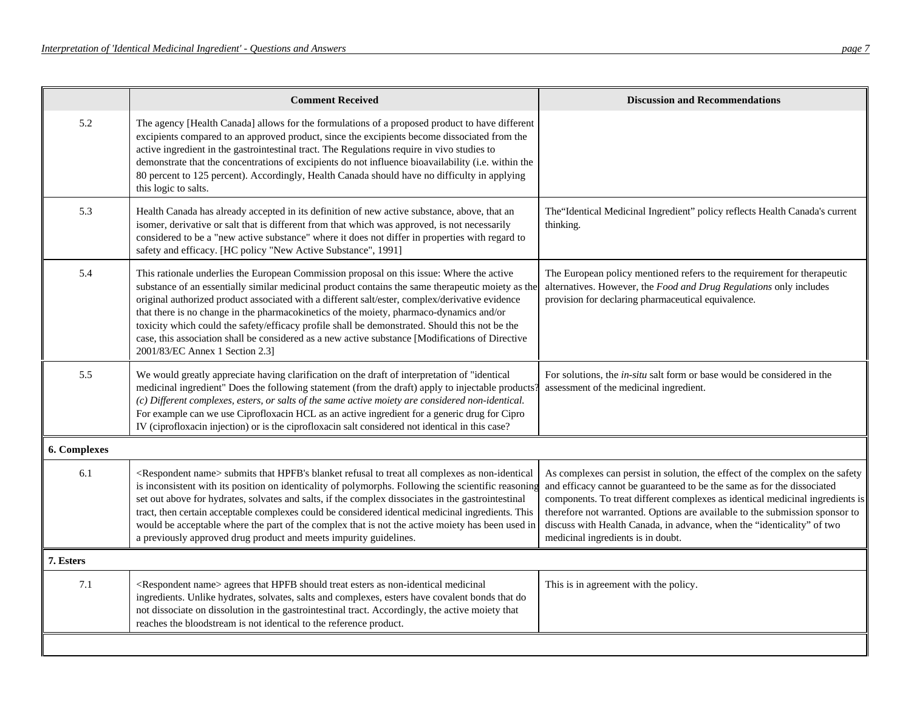| | Comment Received | Discussion and Recommendations |
|---|---|---|
| 5.2 | The agency [Health Canada] allows for the formulations of a proposed product to have different excipients compared to an approved product, since the excipients become dissociated from the active ingredient in the gastrointestinal tract. The Regulations require in vivo studies to demonstrate that the concentrations of excipients do not influence bioavailability (i.e. within the 80 percent to 125 percent). Accordingly, Health Canada should have no difficulty in applying this logic to salts. | |
| 5.3 | Health Canada has already accepted in its definition of new active substance, above, that an isomer, derivative or salt that is different from that which was approved, is not necessarily considered to be a "new active substance" where it does not differ in properties with regard to safety and efficacy. [HC policy "New Active Substance", 1991] | The"Identical Medicinal Ingredient" policy reflects Health Canada's current thinking. |
| 5.4 | This rationale underlies the European Commission proposal on this issue: Where the active substance of an essentially similar medicinal product contains the same therapeutic moiety as the original authorized product associated with a different salt/ester, complex/derivative evidence that there is no change in the pharmacokinetics of the moiety, pharmaco-dynamics and/or toxicity which could the safety/efficacy profile shall be demonstrated. Should this not be the case, this association shall be considered as a new active substance [Modifications of Directive 2001/83/EC Annex 1 Section 2.3] | The European policy mentioned refers to the requirement for therapeutic alternatives. However, the *Food and Drug Regulations* only includes provision for declaring pharmaceutical equivalence. |
| 5.5 | We would greatly appreciate having clarification on the draft of interpretation of "identical medicinal ingredient" Does the following statement (from the draft) apply to injectable products? *(c) Different complexes, esters, or salts of the same active moiety are considered non-identical.* For example can we use Ciprofloxacin HCL as an active ingredient for a generic drug for Cipro IV (ciprofloxacin injection) or is the ciprofloxacin salt considered not identical in this case? | For solutions, the *in-situ* salt form or base would be considered in the assessment of the medicinal ingredient. |
| **6. Complexes** | | |
| 6.1 | <Respondent name> submits that HPFB's blanket refusal to treat all complexes as non-identical is inconsistent with its position on identicality of polymorphs. Following the scientific reasoning set out above for hydrates, solvates and salts, if the complex dissociates in the gastrointestinal tract, then certain acceptable complexes could be considered identical medicinal ingredients. This would be acceptable where the part of the complex that is not the active moiety has been used in a previously approved drug product and meets impurity guidelines. | As complexes can persist in solution, the effect of the complex on the safety and efficacy cannot be guaranteed to be the same as for the dissociated components. To treat different complexes as identical medicinal ingredients is therefore not warranted. Options are available to the submission sponsor to discuss with Health Canada, in advance, when the "identicality" of two medicinal ingredients is in doubt. |
| **7. Esters** | | |
| 7.1 | <Respondent name> agrees that HPFB should treat esters as non-identical medicinal ingredients. Unlike hydrates, solvates, salts and complexes, esters have covalent bonds that do not dissociate on dissolution in the gastrointestinal tract. Accordingly, the active moiety that reaches the bloodstream is not identical to the reference product. | This is in agreement with the policy. |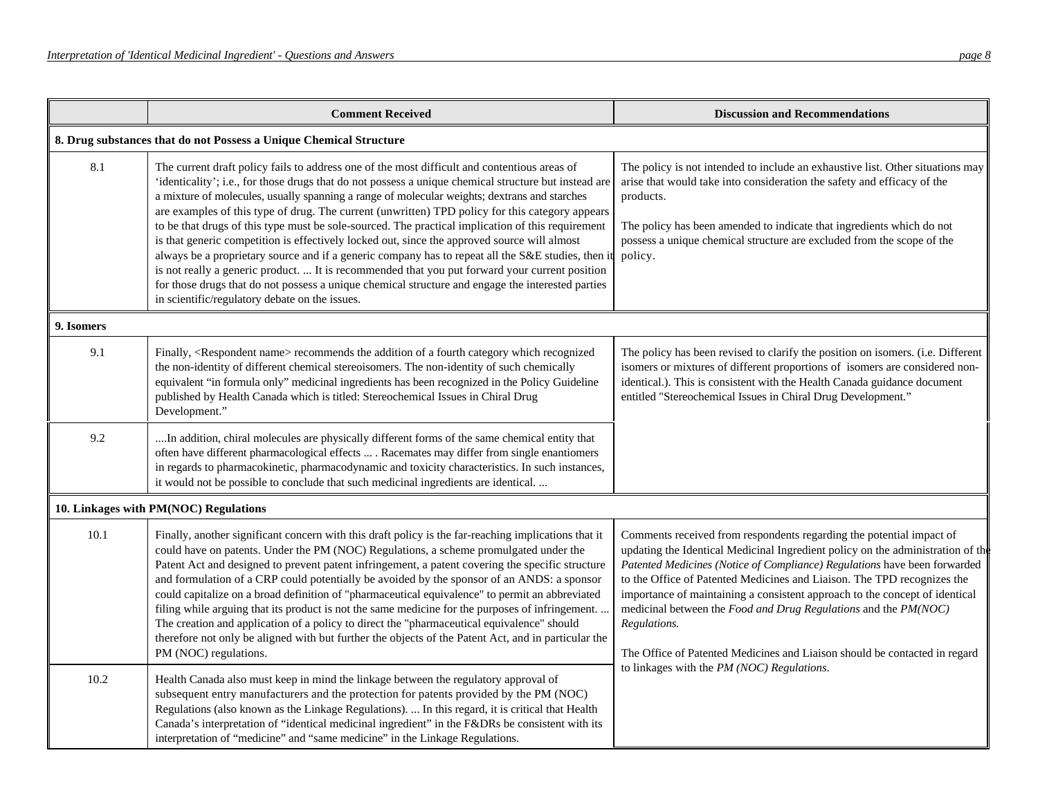| | Comment Received | Discussion and Recommendations |
|---|---|---|
| **8. Drug substances that do not Possess a Unique Chemical Structure** | | |
| 8.1 | The current draft policy fails to address one of the most difficult and contentious areas of 'identicality'; i.e., for those drugs that do not possess a unique chemical structure but instead are a mixture of molecules, usually spanning a range of molecular weights; dextrans and starches are examples of this type of drug. The current (unwritten) TPD policy for this category appears to be that drugs of this type must be sole-sourced. The practical implication of this requirement is that generic competition is effectively locked out, since the approved source will almost always be a proprietary source and if a generic company has to repeat all the S&E studies, then it is not really a generic product. ... It is recommended that you put forward your current position for those drugs that do not possess a unique chemical structure and engage the interested parties in scientific/regulatory debate on the issues. | The policy is not intended to include an exhaustive list. Other situations may arise that would take into consideration the safety and efficacy of the products.<br><br>The policy has been amended to indicate that ingredients which do not possess a unique chemical structure are excluded from the scope of the policy. |
| **9. Isomers** | | |
| 9.1 | Finally, <Respondent name> recommends the addition of a fourth category which recognized the non-identity of different chemical stereoisomers. The non-identity of such chemically equivalent "in formula only" medicinal ingredients has been recognized in the Policy Guideline published by Health Canada which is titled: Stereochemical Issues in Chiral Drug Development." | The policy has been revised to clarify the position on isomers. (i.e. Different isomers or mixtures of different proportions of isomers are considered non-identical.). This is consistent with the Health Canada guidance document entitled "Stereochemical Issues in Chiral Drug Development." |
| 9.2 | ....In addition, chiral molecules are physically different forms of the same chemical entity that often have different pharmacological effects ... . Racemates may differ from single enantiomers in regards to pharmacokinetic, pharmacodynamic and toxicity characteristics. In such instances, it would not be possible to conclude that such medicinal ingredients are identical. ... | |
| **10. Linkages with PM(NOC) Regulations** | | |
| 10.1 | Finally, another significant concern with this draft policy is the far-reaching implications that it could have on patents. Under the PM (NOC) Regulations, a scheme promulgated under the Patent Act and designed to prevent patent infringement, a patent covering the specific structure and formulation of a CRP could potentially be avoided by the sponsor of an ANDS: a sponsor could capitalize on a broad definition of "pharmaceutical equivalence" to permit an abbreviated filing while arguing that its product is not the same medicine for the purposes of infringement. ... The creation and application of a policy to direct the "pharmaceutical equivalence" should therefore not only be aligned with but further the objects of the Patent Act, and in particular the PM (NOC) regulations. | Comments received from respondents regarding the potential impact of updating the Identical Medicinal Ingredient policy on the administration of the *Patented Medicines (Notice of Compliance) Regulations* have been forwarded to the Office of Patented Medicines and Liaison. The TPD recognizes the importance of maintaining a consistent approach to the concept of identical medicinal between the *Food and Drug Regulations* and the *PM(NOC) Regulations.*<br><br>The Office of Patented Medicines and Liaison should be contacted in regard to linkages with the *PM (NOC) Regulations*. |
| 10.2 | Health Canada also must keep in mind the linkage between the regulatory approval of subsequent entry manufacturers and the protection for patents provided by the PM (NOC) Regulations (also known as the Linkage Regulations). ... In this regard, it is critical that Health Canada's interpretation of "identical medicinal ingredient" in the F&DRs be consistent with its interpretation of "medicine" and "same medicine" in the Linkage Regulations. | |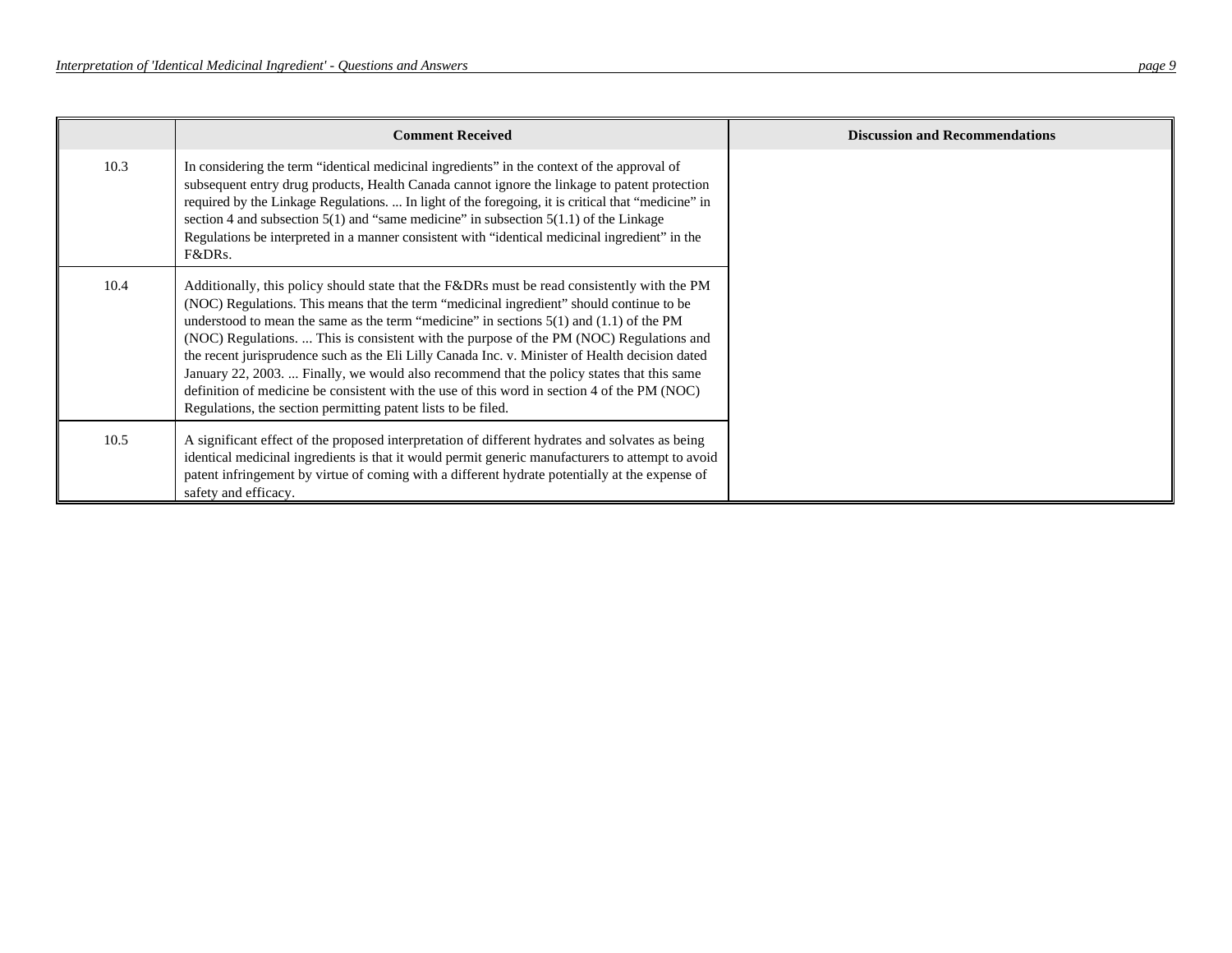| | Comment Received | Discussion and Recommendations |
|---|---|---|
| 10.3 | In considering the term "identical medicinal ingredients" in the context of the approval of subsequent entry drug products, Health Canada cannot ignore the linkage to patent protection required by the Linkage Regulations. ... In light of the foregoing, it is critical that "medicine" in section 4 and subsection 5(1) and "same medicine" in subsection 5(1.1) of the Linkage Regulations be interpreted in a manner consistent with "identical medicinal ingredient" in the F&DRs. | |
| 10.4 | Additionally, this policy should state that the F&DRs must be read consistently with the PM (NOC) Regulations. This means that the term "medicinal ingredient" should continue to be understood to mean the same as the term "medicine" in sections 5(1) and (1.1) of the PM (NOC) Regulations. ... This is consistent with the purpose of the PM (NOC) Regulations and the recent jurisprudence such as the Eli Lilly Canada Inc. v. Minister of Health decision dated January 22, 2003. ... Finally, we would also recommend that the policy states that this same definition of medicine be consistent with the use of this word in section 4 of the PM (NOC) Regulations, the section permitting patent lists to be filed. | |
| 10.5 | A significant effect of the proposed interpretation of different hydrates and solvates as being identical medicinal ingredients is that it would permit generic manufacturers to attempt to avoid patent infringement by virtue of coming with a different hydrate potentially at the expense of safety and efficacy. | |